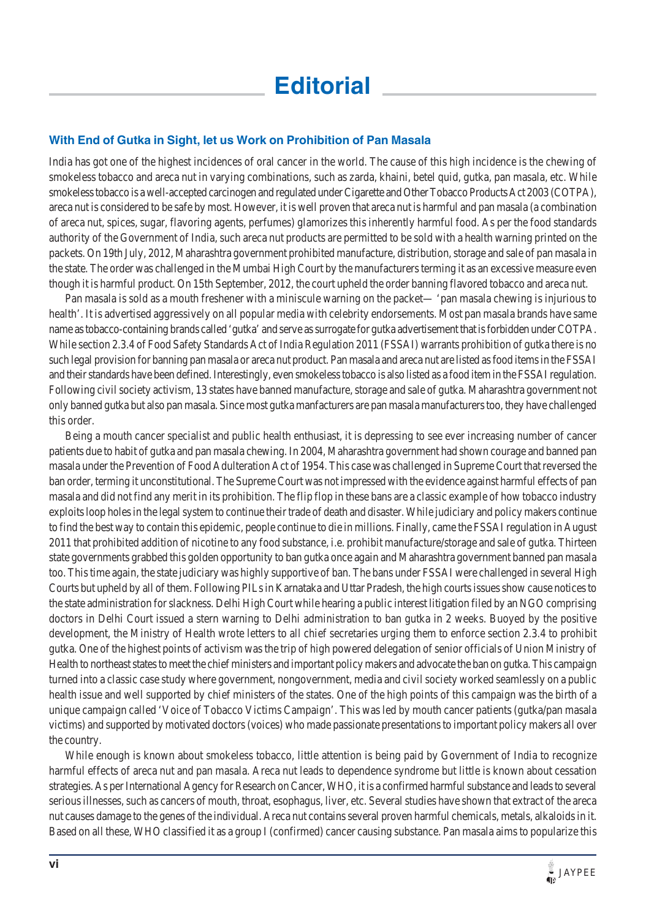# Editorial

## With End of Gutka in Sight, let us Work on Prohibition of Pan Masala

India has got one of the highest incidences of oral cancer in the world. The cause of this high incidence is the chewing of smokeless tobacco and areca nut in varying combinations, such as zarda, khaini, betel quid, gutka, pan masala, etc. While smokeless tobacco is a well-accepted carcinogen and regulated under Cigarette and Other Tobacco Products Act 2003 (COTPA), areca nut is considered to be safe by most. However, it is well proven that areca nut is harmful and pan masala (a combination of areca nut, spices, sugar, flavoring agents, perfumes) glamorizes this inherently harmful food. As per the food standards authority of the Government of India, such areca nut products are permitted to be sold with a health warning printed on the packets. On 19th July, 2012, Maharashtra government prohibited manufacture, distribution, storage and sale of pan masala in the state. The order was challenged in the Mumbai High Court by the manufacturers terming it as an excessive measure even though it is harmful product. On 15th September, 2012, the court upheld the order banning flavored tobacco and areca nut.

Pan masala is sold as a mouth freshener with a miniscule warning on the packet— 'pan masala chewing is injurious to health'. It is advertised aggressively on all popular media with celebrity endorsements. Most pan masala brands have same name as tobacco-containing brands called 'gutka' and serve as surrogate for gutka advertisement that is forbidden under COTPA. While section 2.3.4 of Food Safety Standards Act of India Regulation 2011 (FSSAI) warrants prohibition of gutka there is no such legal provision for banning pan masala or areca nut product. Pan masala and areca nut are listed as food items in the FSSAI and their standards have been defined. Interestingly, even smokeless tobacco is also listed as a food item in the FSSAI regulation. Following civil society activism, 13 states have banned manufacture, storage and sale of gutka. Maharashtra government not only banned gutka but also pan masala. Since most gutka manfacturers are pan masala manufacturers too, they have challenged this order.

Being a mouth cancer specialist and public health enthusiast, it is depressing to see ever increasing number of cancer patients due to habit of gutka and pan masala chewing. In 2004, Maharashtra government had shown courage and banned pan masala under the Prevention of Food Adulteration Act of 1954. This case was challenged in Supreme Court that reversed the ban order, terming it unconstitutional. The Supreme Court was not impressed with the evidence against harmful effects of pan masala and did not find any merit in its prohibition. The flip flop in these bans are a classic example of how tobacco industry exploits loop holes in the legal system to continue their trade of death and disaster. While judiciary and policy makers continue to find the best way to contain this epidemic, people continue to die in millions. Finally, came the FSSAI regulation in August 2011 that prohibited addition of nicotine to any food substance, i.e. prohibit manufacture/storage and sale of gutka. Thirteen state governments grabbed this golden opportunity to ban gutka once again and Maharashtra government banned pan masala too. This time again, the state judiciary was highly supportive of ban. The bans under FSSAI were challenged in several High Courts but upheld by all of them. Following PILs in Karnataka and Uttar Pradesh, the high courts issues show cause notices to the state administration for slackness. Delhi High Court while hearing a public interest litigation filed by an NGO comprising doctors in Delhi Court issued a stern warning to Delhi administration to ban gutka in 2 weeks. Buoyed by the positive development, the Ministry of Health wrote letters to all chief secretaries urging them to enforce section 2.3.4 to prohibit gutka. One of the highest points of activism was the trip of high powered delegation of senior officials of Union Ministry of Health to northeast states to meet the chief ministers and important policy makers and advocate the ban on gutka. This campaign turned into a classic case study where government, nongovernment, media and civil society worked seamlessly on a public health issue and well supported by chief ministers of the states. One of the high points of this campaign was the birth of a unique campaign called 'Voice of Tobacco Victims Campaign'. This was led by mouth cancer patients (gutka/pan masala victims) and supported by motivated doctors (voices) who made passionate presentations to important policy makers all over the country.

While enough is known about smokeless tobacco, little attention is being paid by Government of India to recognize harmful effects of areca nut and pan masala. Areca nut leads to dependence syndrome but little is known about cessation strategies. As per International Agency for Research on Cancer, WHO, it is a confirmed harmful substance and leads to several serious illnesses, such as cancers of mouth, throat, esophagus, liver, etc. Several studies have shown that extract of the areca nut causes damage to the genes of the individual. Areca nut contains several proven harmful chemicals, metals, alkaloids in it. Based on all these, WHO classified it as a group I (confirmed) cancer causing substance. Pan masala aims to popularize this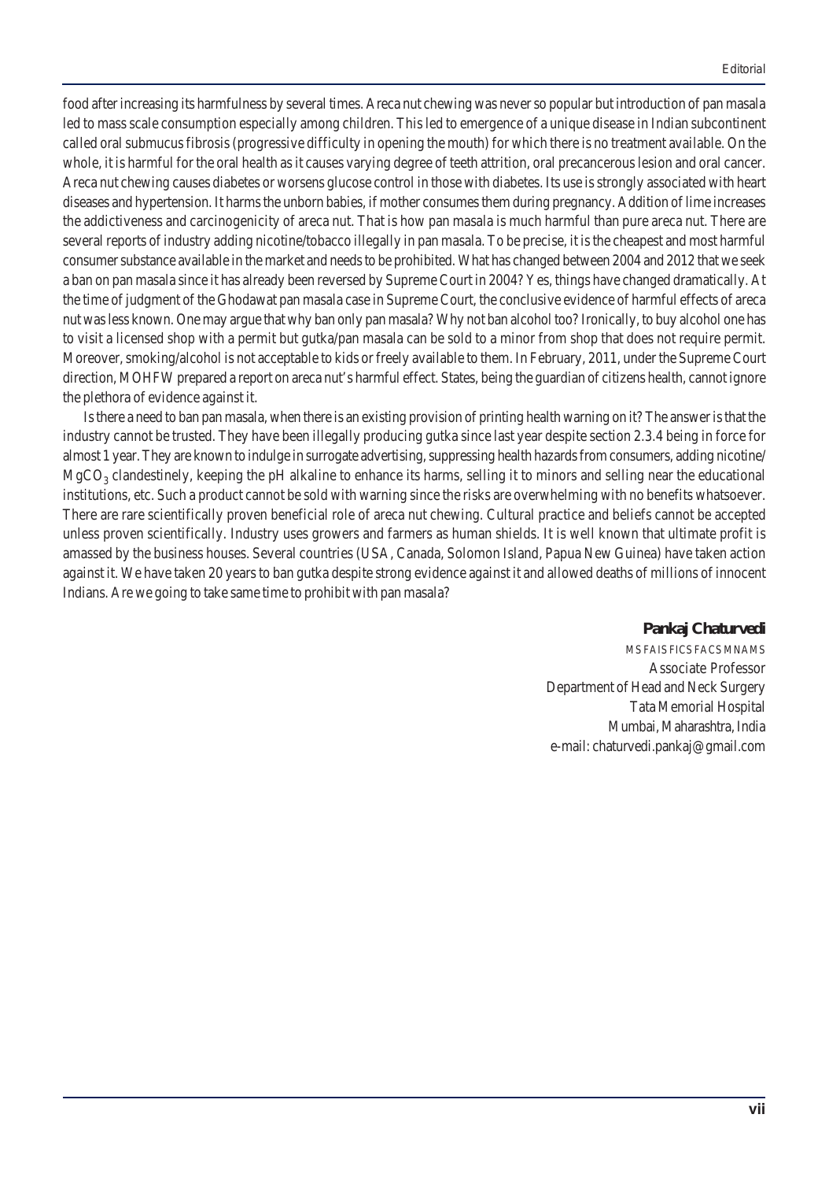food after increasing its harmfulness by several times. Areca nut chewing was never so popular but introduction of pan masala led to mass scale consumption especially among children. This led to emergence of a unique disease in Indian subcontinent called oral submucus fibrosis (progressive difficulty in opening the mouth) for which there is no treatment available. On the whole, it is harmful for the oral health as it causes varying degree of teeth attrition, oral precancerous lesion and oral cancer. Areca nut chewing causes diabetes or worsens glucose control in those with diabetes. Its use is strongly associated with heart diseases and hypertension. It harms the unborn babies, if mother consumes them during pregnancy. Addition of lime increases the addictiveness and carcinogenicity of areca nut. That is how pan masala is much harmful than pure areca nut. There are several reports of industry adding nicotine/tobacco illegally in pan masala. To be precise, it is the cheapest and most harmful consumer substance available in the market and needs to be prohibited. What has changed between 2004 and 2012 that we seek a ban on pan masala since it has already been reversed by Supreme Court in 2004? Yes, things have changed dramatically. At the time of judgment of the Ghodawat pan masala case in Supreme Court, the conclusive evidence of harmful effects of areca nut was less known. One may argue that why ban only pan masala? Why not ban alcohol too? Ironically, to buy alcohol one has to visit a licensed shop with a permit but gutka/pan masala can be sold to a minor from shop that does not require permit. Moreover, smoking/alcohol is not acceptable to kids or freely available to them. In February, 2011, under the Supreme Court direction, MOHFW prepared a report on areca nut's harmful effect. States, being the guardian of citizens health, cannot ignore the plethora of evidence against it.

Is there a need to ban pan masala, when there is an existing provision of printing health warning on it? The answer is that the industry cannot be trusted. They have been illegally producing gutka since last year despite section 2.3.4 being in force for almost 1 year. They are known to indulge in surrogate advertising, suppressing health hazards from consumers, adding nicotine/ $MgCO_3$ clandestinely, keeping the pH alkaline to enhance its harms, selling it to minors and selling near the educational institutions, etc. Such a product cannot be sold with warning since the risks are overwhelming with no benefits whatsoever. There are rare scientifically proven beneficial role of areca nut chewing. Cultural practice and beliefs cannot be accepted unless proven scientifically. Industry uses growers and farmers as human shields. It is well known that ultimate profit is amassed by the business houses. Several countries (USA, Canada, Solomon Island, Papua New Guinea) have taken action against it. We have taken 20 years to ban gutka despite strong evidence against it and allowed deaths of millions of innocent Indians. Are we going to take same time to prohibit with pan masala?

**Pankaj Chaturvedi**
MS FAIS FICS FACS MNAMS
Associate Professor
Department of Head and Neck Surgery
Tata Memorial Hospital
Mumbai, Maharashtra, India
e-mail: chaturvedi.pankaj@gmail.com